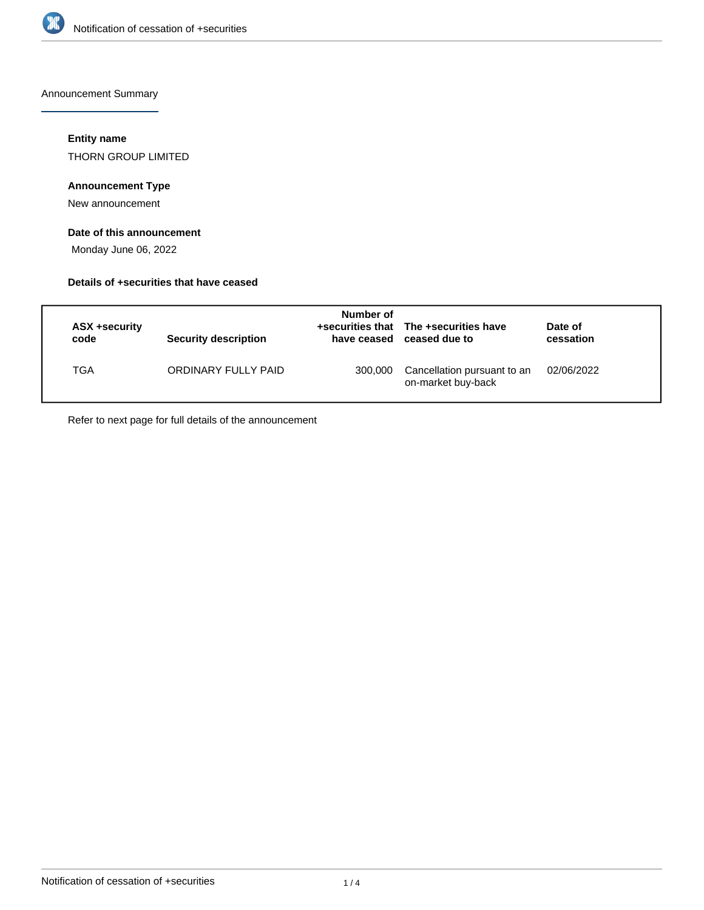Announcement Summary

#### Entity name

THORN GROUP LIMITED

#### Announcement Type

New announcement

#### Date of this announcement

Monday June 06, 2022

#### Details of +securities that have ceased

| ASX +security code | Security description | Number of +securities that have ceased | The +securities have ceased due to | Date of cessation |
| --- | --- | --- | --- | --- |
| TGA | ORDINARY FULLY PAID | 300,000 | Cancellation pursuant to an on-market buy-back | 02/06/2022 |

Refer to next page for full details of the announcement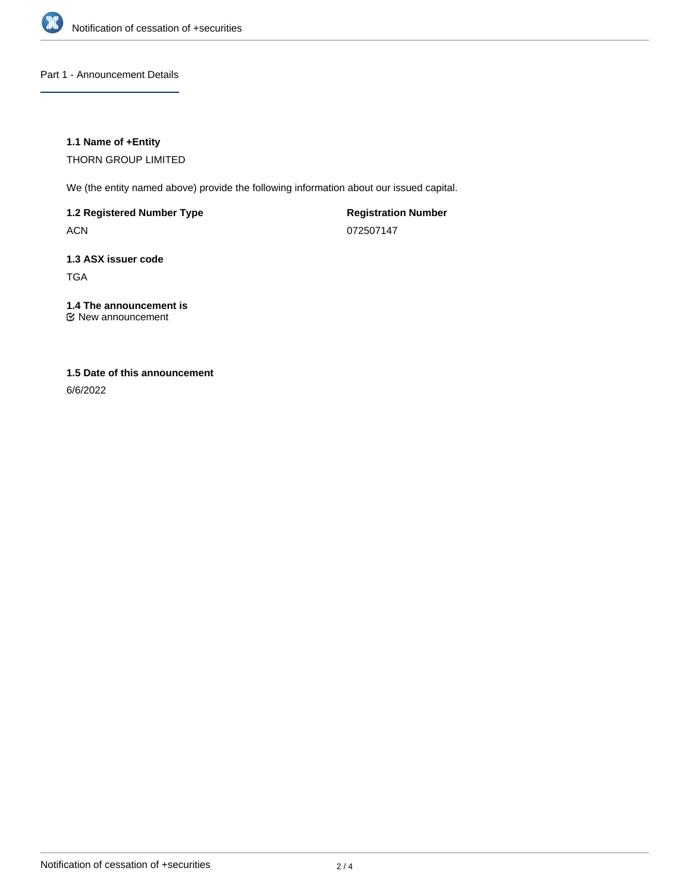## Part 1 - Announcement Details

### 1.1 Name of +Entity

THORN GROUP LIMITED

We (the entity named above) provide the following information about our issued capital.

**1.2 Registered Number Type**

ACN

**Registration Number**

072507147

### 1.3 ASX issuer code

TGA

### 1.4 The announcement is

☑ New announcement

### 1.5 Date of this announcement

6/6/2022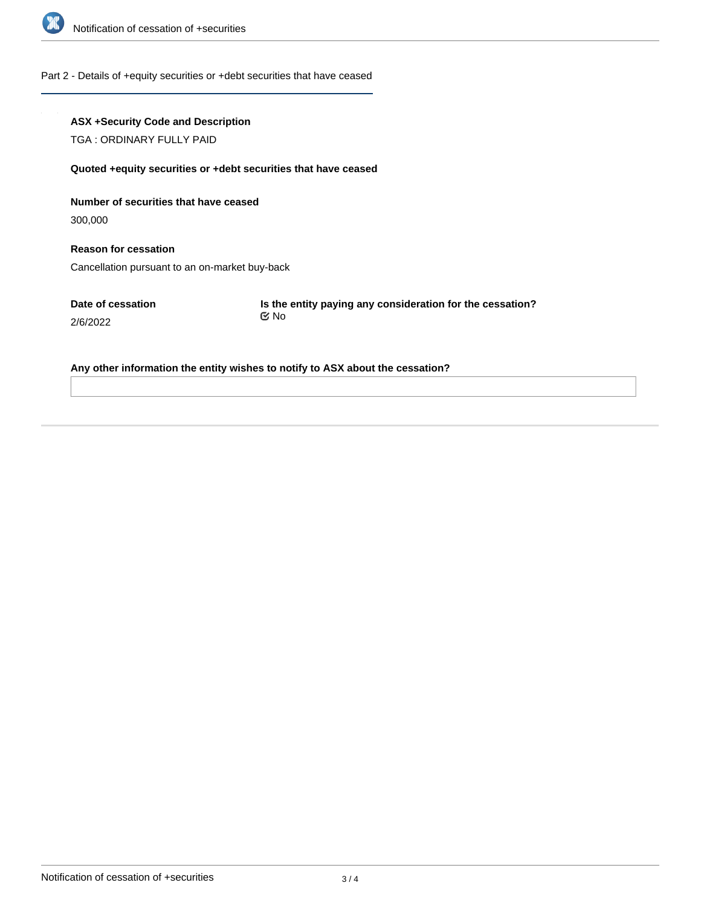## Part 2 - Details of +equity securities or +debt securities that have ceased

**ASX +Security Code and Description**

TGA : ORDINARY FULLY PAID

**Quoted +equity securities or +debt securities that have ceased**

**Number of securities that have ceased**

300,000

**Reason for cessation**

Cancellation pursuant to an on-market buy-back

**Date of cessation**

2/6/2022

**Is the entity paying any consideration for the cessation?**

No

**Any other information the entity wishes to notify to ASX about the cessation?**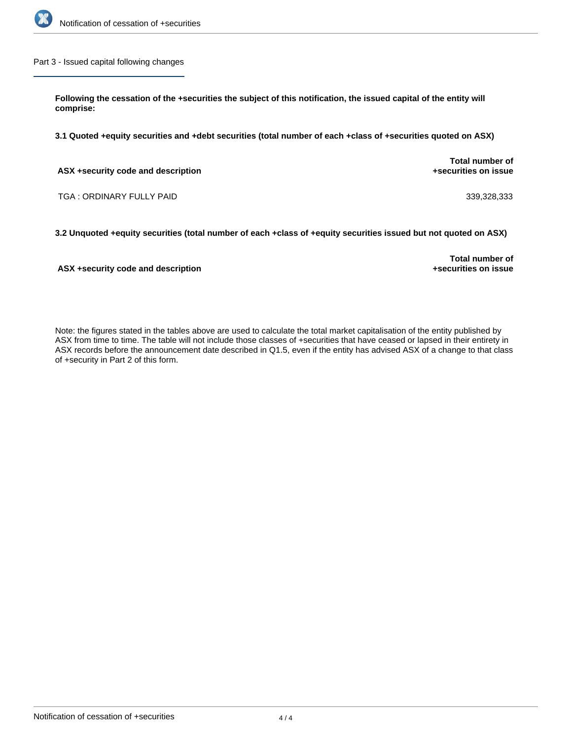## Part 3 - Issued capital following changes

**Following the cessation of the +securities the subject of this notification, the issued capital of the entity will comprise:**

**3.1 Quoted +equity securities and +debt securities (total number of each +class of +securities quoted on ASX)**

| ASX +security code and description | Total number of +securities on issue |
|---|---|
| TGA : ORDINARY FULLY PAID | 339,328,333 |

**3.2 Unquoted +equity securities (total number of each +class of +equity securities issued but not quoted on ASX)**

| ASX +security code and description | Total number of +securities on issue |
|---|---|

Note: the figures stated in the tables above are used to calculate the total market capitalisation of the entity published by ASX from time to time. The table will not include those classes of +securities that have ceased or lapsed in their entirety in ASX records before the announcement date described in Q1.5, even if the entity has advised ASX of a change to that class of +security in Part 2 of this form.